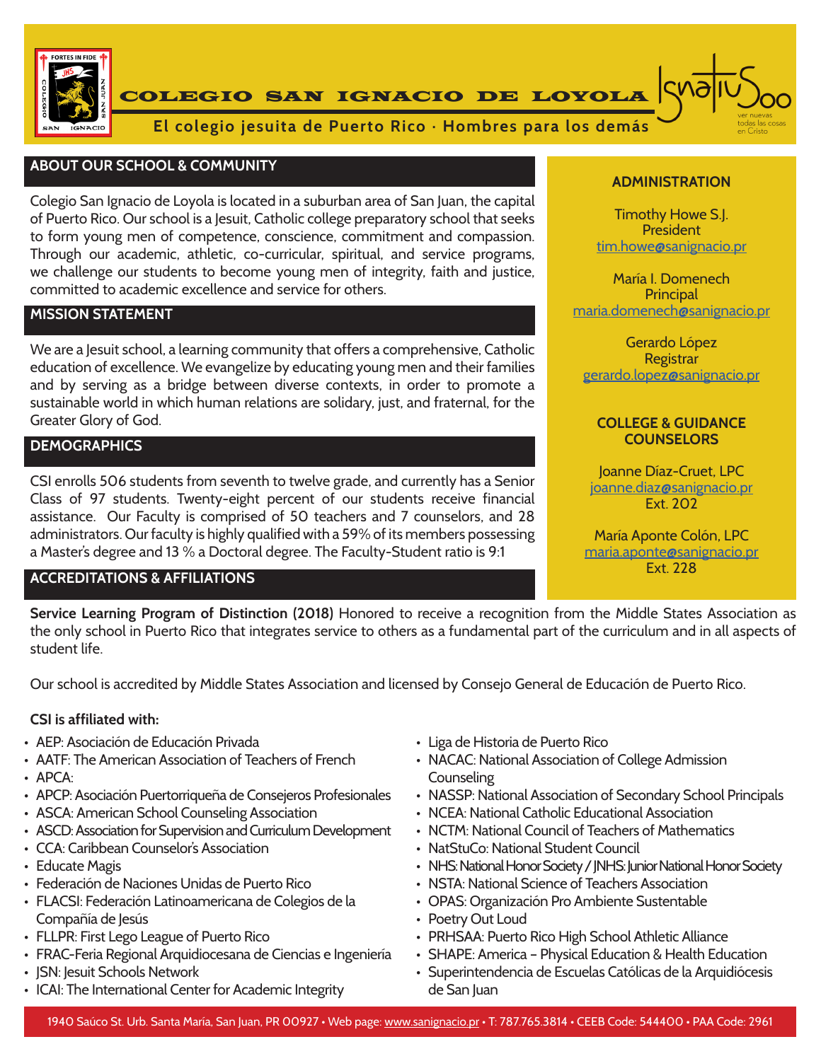# COLEGIO SAN IGNACIO DE LOYOLA

**El colegio jesuita de Puerto Rico · Hombres para los demás**

Ignatius500 — ver nuevas todas las cosas en Cristo

## ABOUT OUR SCHOOL & COMMUNITY

Colegio San Ignacio de Loyola is located in a suburban area of San Juan, the capital of Puerto Rico. Our school is a Jesuit, Catholic college preparatory school that seeks to form young men of competence, conscience, commitment and compassion. Through our academic, athletic, co-curricular, spiritual, and service programs, we challenge our students to become young men of integrity, faith and justice, committed to academic excellence and service for others.

## MISSION STATEMENT

We are a Jesuit school, a learning community that offers a comprehensive, Catholic education of excellence. We evangelize by educating young men and their families and by serving as a bridge between diverse contexts, in order to promote a sustainable world in which human relations are solidary, just, and fraternal, for the Greater Glory of God.

## DEMOGRAPHICS

CSI enrolls 506 students from seventh to twelve grade, and currently has a Senior Class of 97 students. Twenty-eight percent of our students receive financial assistance. Our Faculty is comprised of 50 teachers and 7 counselors, and 28 administrators. Our faculty is highly qualified with a 59% of its members possessing a Master's degree and 13 % a Doctoral degree. The Faculty-Student ratio is 9:1

## ADMINISTRATION

Timothy Howe S.J.
President
tim.howe@sanignacio.pr

María I. Domenech
Principal
maria.domenech@sanignacio.pr

Gerardo López
Registrar
gerardo.lopez@sanignacio.pr

## COLLEGE & GUIDANCE COUNSELORS

Joanne Díaz-Cruet, LPC
joanne.diaz@sanignacio.pr
Ext. 202

María Aponte Colón, LPC
maria.aponte@sanignacio.pr
Ext. 228

## ACCREDITATIONS & AFFILIATIONS

**Service Learning Program of Distinction (2018)** Honored to receive a recognition from the Middle States Association as the only school in Puerto Rico that integrates service to others as a fundamental part of the curriculum and in all aspects of student life.

Our school is accredited by Middle States Association and licensed by Consejo General de Educación de Puerto Rico.

**CSI is affiliated with:**

- AEP: Asociación de Educación Privada
- AATF: The American Association of Teachers of French
- APCA:
- APCP: Asociación Puertorriqueña de Consejeros Profesionales
- ASCA: American School Counseling Association
- ASCD: Association for Supervision and Curriculum Development
- CCA: Caribbean Counselor's Association
- Educate Magis
- Federación de Naciones Unidas de Puerto Rico
- FLACSI: Federación Latinoamericana de Colegios de la Compañía de Jesús
- FLLPR: First Lego League of Puerto Rico
- FRAC-Feria Regional Arquidiocesana de Ciencias e Ingeniería
- JSN: Jesuit Schools Network
- ICAI: The International Center for Academic Integrity
- Liga de Historia de Puerto Rico
- NACAC: National Association of College Admission Counseling
- NASSP: National Association of Secondary School Principals
- NCEA: National Catholic Educational Association
- NCTM: National Council of Teachers of Mathematics
- NatStuCo: National Student Council
- NHS: National Honor Society / JNHS: Junior National Honor Society
- NSTA: National Science of Teachers Association
- OPAS: Organización Pro Ambiente Sustentable
- Poetry Out Loud
- PRHSAA: Puerto Rico High School Athletic Alliance
- SHAPE: America – Physical Education & Health Education
- Superintendencia de Escuelas Católicas de la Arquidiócesis de San Juan

1940 Saúco St. Urb. Santa María, San Juan, PR 00927 • Web page: www.sanignacio.pr • T: 787.765.3814 • CEEB Code: 544400 • PAA Code: 2961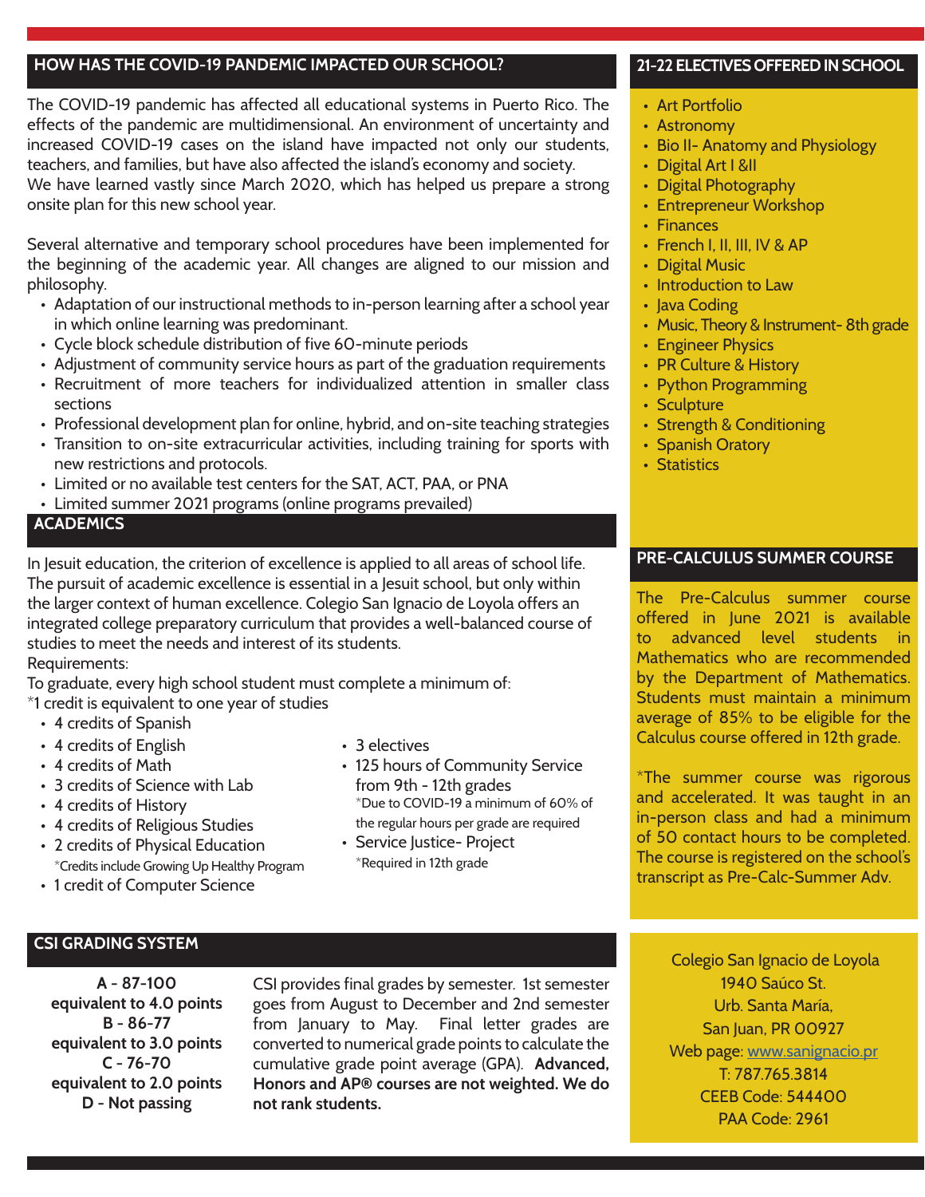## HOW HAS THE COVID-19 PANDEMIC IMPACTED OUR SCHOOL?

The COVID-19 pandemic has affected all educational systems in Puerto Rico. The effects of the pandemic are multidimensional. An environment of uncertainty and increased COVID-19 cases on the island have impacted not only our students, teachers, and families, but have also affected the island's economy and society.
We have learned vastly since March 2020, which has helped us prepare a strong onsite plan for this new school year.

Several alternative and temporary school procedures have been implemented for the beginning of the academic year. All changes are aligned to our mission and philosophy.

- Adaptation of our instructional methods to in-person learning after a school year in which online learning was predominant.
- Cycle block schedule distribution of five 60-minute periods
- Adjustment of community service hours as part of the graduation requirements
- Recruitment of more teachers for individualized attention in smaller class sections
- Professional development plan for online, hybrid, and on-site teaching strategies
- Transition to on-site extracurricular activities, including training for sports with new restrictions and protocols.
- Limited or no available test centers for the SAT, ACT, PAA, or PNA
- Limited summer 2021 programs (online programs prevailed)

## ACADEMICS

In Jesuit education, the criterion of excellence is applied to all areas of school life. The pursuit of academic excellence is essential in a Jesuit school, but only within the larger context of human excellence. Colegio San Ignacio de Loyola offers an integrated college preparatory curriculum that provides a well-balanced course of studies to meet the needs and interest of its students.
Requirements:
To graduate, every high school student must complete a minimum of:
*1 credit is equivalent to one year of studies

- 4 credits of Spanish
- 4 credits of English
- 4 credits of Math
- 3 credits of Science with Lab
- 4 credits of History
- 4 credits of Religious Studies
- 2 credits of Physical Education
  *Credits include Growing Up Healthy Program
- 1 credit of Computer Science
- 3 electives
- 125 hours of Community Service from 9th - 12th grades
  *Due to COVID-19 a minimum of 60% of the regular hours per grade are required
- Service Justice- Project
  *Required in 12th grade

## CSI GRADING SYSTEM

**A - 87-100**
**equivalent to 4.0 points**
**B - 86-77**
**equivalent to 3.0 points**
**C - 76-70**
**equivalent to 2.0 points**
**D - Not passing**

CSI provides final grades by semester. 1st semester goes from August to December and 2nd semester from January to May. Final letter grades are converted to numerical grade points to calculate the cumulative grade point average (GPA). **Advanced, Honors and AP® courses are not weighted. We do not rank students.**

## 21-22 ELECTIVES OFFERED IN SCHOOL

- Art Portfolio
- Astronomy
- Bio II- Anatomy and Physiology
- Digital Art I &II
- Digital Photography
- Entrepreneur Workshop
- Finances
- French I, II, III, IV & AP
- Digital Music
- Introduction to Law
- Java Coding
- Music, Theory & Instrument- 8th grade
- Engineer Physics
- PR Culture & History
- Python Programming
- Sculpture
- Strength & Conditioning
- Spanish Oratory
- Statistics

## PRE-CALCULUS SUMMER COURSE

The Pre-Calculus summer course offered in June 2021 is available to advanced level students in Mathematics who are recommended by the Department of Mathematics. Students must maintain a minimum average of 85% to be eligible for the Calculus course offered in 12th grade.

*The summer course was rigorous and accelerated. It was taught in an in-person class and had a minimum of 50 contact hours to be completed. The course is registered on the school's transcript as Pre-Calc-Summer Adv.

Colegio San Ignacio de Loyola
1940 Saúco St.
Urb. Santa María,
San Juan, PR 00927
Web page: www.sanignacio.pr
T: 787.765.3814
CEEB Code: 544400
PAA Code: 2961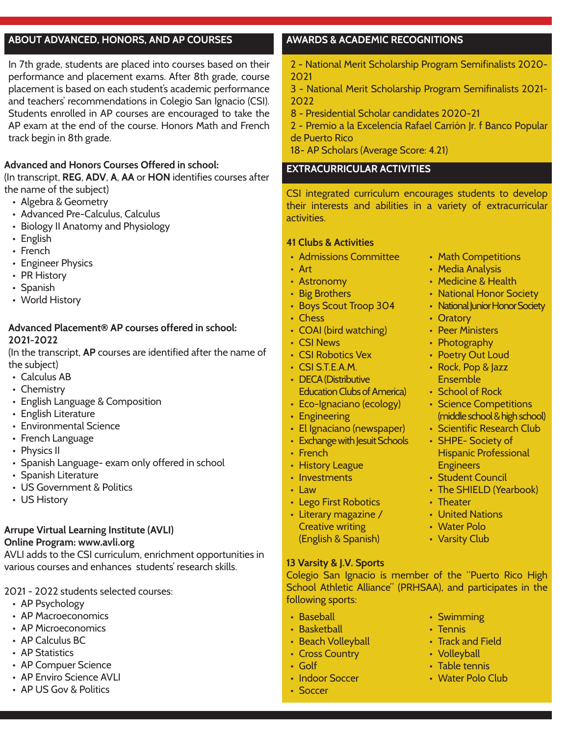## ABOUT ADVANCED, HONORS, AND AP COURSES

In 7th grade, students are placed into courses based on their performance and placement exams. After 8th grade, course placement is based on each student's academic performance and teachers' recommendations in Colegio San Ignacio (CSI). Students enrolled in AP courses are encouraged to take the AP exam at the end of the course. Honors Math and French track begin in 8th grade.

**Advanced and Honors Courses Offered in school:**
(In transcript, **REG**, **ADV**, **A**, **AA** or **HON** identifies courses after the name of the subject)

- Algebra & Geometry
- Advanced Pre-Calculus, Calculus
- Biology II Anatomy and Physiology
- English
- French
- Engineer Physics
- PR History
- Spanish
- World History

**Advanced Placement® AP courses offered in school: 2021-2022**
(In the transcript, **AP** courses are identified after the name of the subject)

- Calculus AB
- Chemistry
- English Language & Composition
- English Literature
- Environmental Science
- French Language
- Physics II
- Spanish Language- exam only offered in school
- Spanish Literature
- US Government & Politics
- US History

**Arrupe Virtual Learning Institute (AVLI)**
**Online Program: www.avli.org**
AVLI adds to the CSI curriculum, enrichment opportunities in various courses and enhances students' research skills.

2021 - 2022 students selected courses:

- AP Psychology
- AP Macroeconomics
- AP Microeconomics
- AP Calculus BC
- AP Statistics
- AP Compuer Science
- AP Enviro Science AVLI
- AP US Gov & Politics

## AWARDS & ACADEMIC RECOGNITIONS

2 - National Merit Scholarship Program Semifinalists 2020-2021
3 - National Merit Scholarship Program Semifinalists 2021-2022
8 - Presidential Scholar candidates 2020-21
2 - Premio a la Excelencia Rafael Carrión Jr. f Banco Popular de Puerto Rico
18- AP Scholars (Average Score: 4.21)

## EXTRACURRICULAR ACTIVITIES

CSI integrated curriculum encourages students to develop their interests and abilities in a variety of extracurricular activities.

**41 Clubs & Activities**

- Admissions Committee
- Art
- Astronomy
- Big Brothers
- Boys Scout Troop 304
- Chess
- COAI (bird watching)
- CSI News
- CSI Robotics Vex
- CSI S.T.E.A.M.
- DECA (Distributive Education Clubs of America)
- Eco-Ignaciano (ecology)
- Engineering
- El Ignaciano (newspaper)
- Exchange with Jesuit Schools
- French
- History League
- Investments
- Law
- Lego First Robotics
- Literary magazine / Creative writing (English & Spanish)
- Math Competitions
- Media Analysis
- Medicine & Health
- National Honor Society
- National Junior Honor Society
- Oratory
- Peer Ministers
- Photography
- Poetry Out Loud
- Rock, Pop & Jazz Ensemble
- School of Rock
- Science Competitions (middle school & high school)
- Scientific Research Club
- SHPE- Society of Hispanic Professional Engineers
- Student Council
- The SHIELD (Yearbook)
- Theater
- United Nations
- Water Polo
- Varsity Club

**13 Varsity & J.V. Sports**
Colegio San Ignacio is member of the "Puerto Rico High School Athletic Alliance" (PRHSAA), and participates in the following sports:

- Baseball
- Basketball
- Beach Volleyball
- Cross Country
- Golf
- Indoor Soccer
- Soccer
- Swimming
- Tennis
- Track and Field
- Volleyball
- Table tennis
- Water Polo Club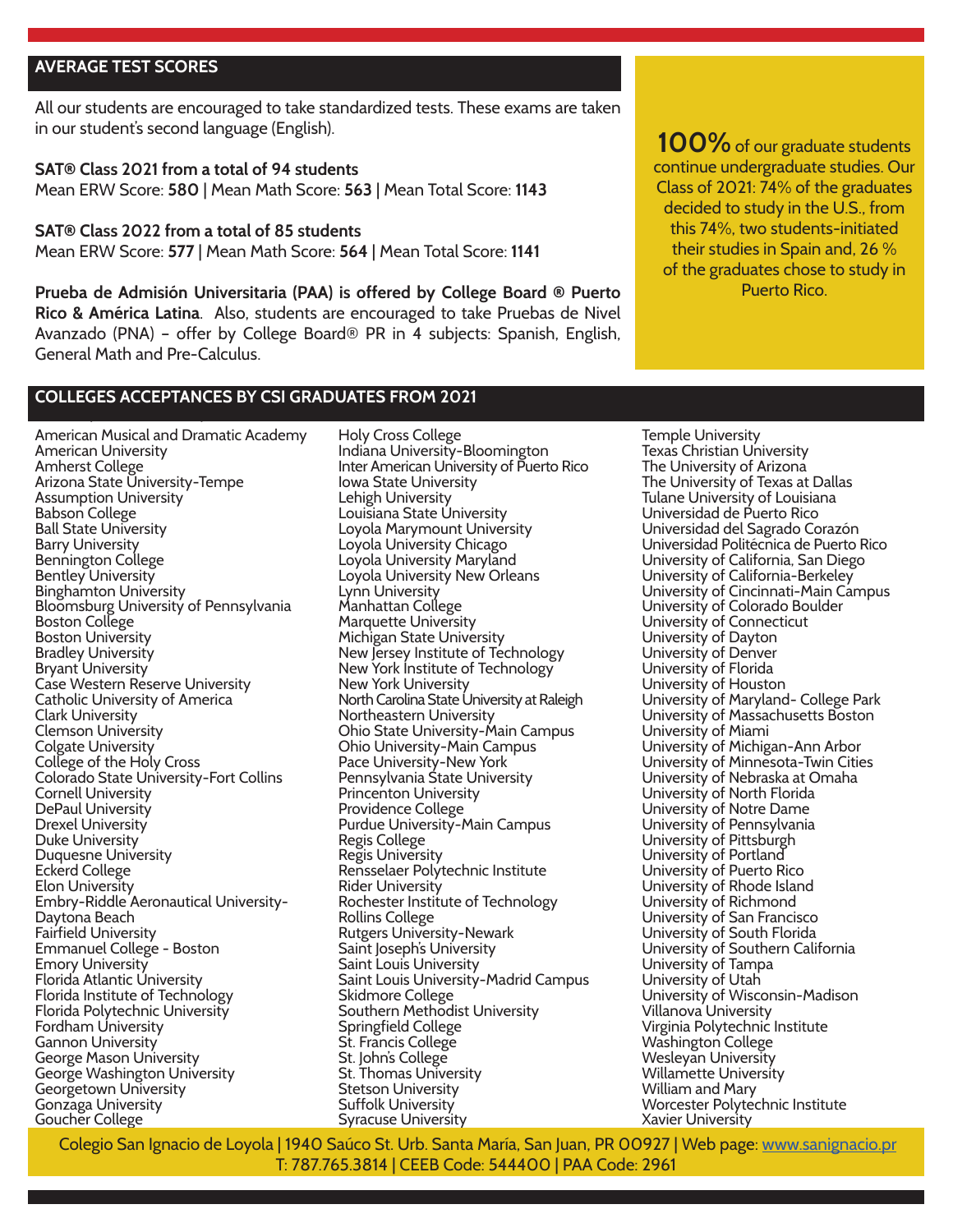## AVERAGE TEST SCORES

All our students are encouraged to take standardized tests. These exams are taken in our student's second language (English).

**SAT® Class 2021 from a total of 94 students**
Mean ERW Score: **580** | Mean Math Score: **563** | Mean Total Score: **1143**

**SAT® Class 2022 from a total of 85 students**
Mean ERW Score: **577** | Mean Math Score: **564** | Mean Total Score: **1141**

**Prueba de Admisión Universitaria (PAA) is offered by College Board ® Puerto Rico & América Latina**. Also, students are encouraged to take Pruebas de Nivel Avanzado (PNA) – offer by College Board® PR in 4 subjects: Spanish, English, General Math and Pre-Calculus.

**100%** of our graduate students continue undergraduate studies. Our Class of 2021: 74% of the graduates decided to study in the U.S., from this 74%, two students-initiated their studies in Spain and, 26 % of the graduates chose to study in Puerto Rico.

## COLLEGES ACCEPTANCES BY CSI GRADUATES FROM 2021

American Musical and Dramatic Academy
American University
Amherst College
Arizona State University-Tempe
Assumption University
Babson College
Ball State University
Barry University
Bennington College
Bentley University
Binghamton University
Bloomsburg University of Pennsylvania
Boston College
Boston University
Bradley University
Bryant University
Case Western Reserve University
Catholic University of America
Clark University
Clemson University
Colgate University
College of the Holy Cross
Colorado State University-Fort Collins
Cornell University
DePaul University
Drexel University
Duke University
Duquesne University
Eckerd College
Elon University
Embry-Riddle Aeronautical University-Daytona Beach
Fairfield University
Emmanuel College - Boston
Emory University
Florida Atlantic University
Florida Institute of Technology
Florida Polytechnic University
Fordham University
Gannon University
George Mason University
George Washington University
Georgetown University
Gonzaga University
Goucher College
Holy Cross College
Indiana University-Bloomington
Inter American University of Puerto Rico
Iowa State University
Lehigh University
Louisiana State University
Loyola Marymount University
Loyola University Chicago
Loyola University Maryland
Loyola University New Orleans
Lynn University
Manhattan College
Marquette University
Michigan State University
New Jersey Institute of Technology
New York Institute of Technology
New York University
North Carolina State University at Raleigh
Northeastern University
Ohio State University-Main Campus
Ohio University-Main Campus
Pace University-New York
Pennsylvania State University
Princenton University
Providence College
Purdue University-Main Campus
Regis College
Regis University
Rensselaer Polytechnic Institute
Rider University
Rochester Institute of Technology
Rollins College
Rutgers University-Newark
Saint Joseph's University
Saint Louis University
Saint Louis University-Madrid Campus
Skidmore College
Southern Methodist University
Springfield College
St. Francis College
St. John's College
St. Thomas University
Stetson University
Suffolk University
Syracuse University
Temple University
Texas Christian University
The University of Arizona
The University of Texas at Dallas
Tulane University of Louisiana
Universidad de Puerto Rico
Universidad del Sagrado Corazón
Universidad Politécnica de Puerto Rico
University of California, San Diego
University of California-Berkeley
University of Cincinnati-Main Campus
University of Colorado Boulder
University of Connecticut
University of Dayton
University of Denver
University of Florida
University of Houston
University of Maryland- College Park
University of Massachusetts Boston
University of Miami
University of Michigan-Ann Arbor
University of Minnesota-Twin Cities
University of Nebraska at Omaha
University of North Florida
University of Notre Dame
University of Pennsylvania
University of Pittsburgh
University of Portland
University of Puerto Rico
University of Rhode Island
University of Richmond
University of San Francisco
University of South Florida
University of Southern California
University of Tampa
University of Utah
University of Wisconsin-Madison
Villanova University
Virginia Polytechnic Institute
Washington College
Wesleyan University
Willamette University
William and Mary
Worcester Polytechnic Institute
Xavier University

Colegio San Ignacio de Loyola | 1940 Saúco St. Urb. Santa María, San Juan, PR 00927 | Web page: www.sanignacio.pr
T: 787.765.3814 | CEEB Code: 544400 | PAA Code: 2961